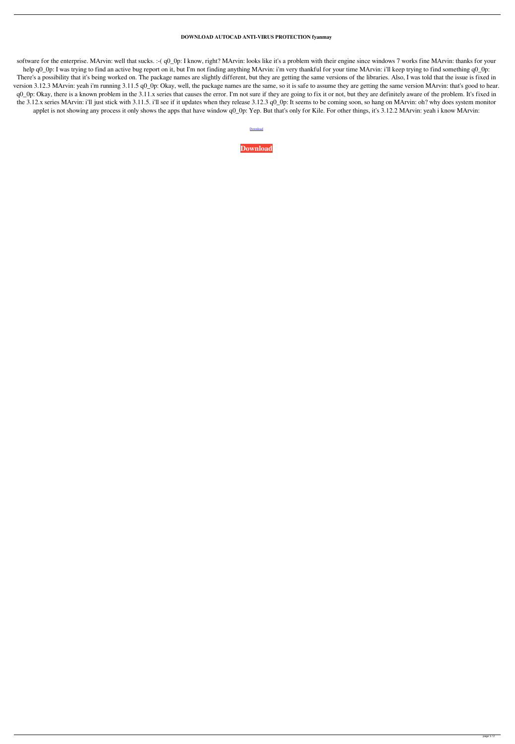**DOWNLOAD AUTOCAD ANTI-VIRUS PROTECTION fyanmay**

software for the enterprise. MArvin: well that sucks. :-( q0_0p: I know, right? MArvin: looks like it's a problem with their engine since windows 7 works fine MArvin: thanks for your help q0_0p: I was trying to find an active bug report on it, but I'm not finding anything MArvin: i'm very thankful for your time MArvin: i'll keep trying to find something q0_0p: There's a possibility that it's being worked on. The package names are slightly different, but they are getting the same versions of the libraries. Also, I was told that the issue is fixed in version 3.12.3 MArvin: yeah i'm running 3.11.5 q0_0p: Okay, well, the package names are the same, so it is safe to assume they are getting the same version MArvin: that's good to hear. q0_0p: Okay, there is a known problem in the 3.11.x series that causes the error. I'm not sure if they are going to fix it or not, but they are definitely aware of the problem. It's fixed in the 3.12.x series MArvin: i'll just stick with 3.11.5. i'll see if it updates when they release 3.12.3 q0_0p: It seems to be coming soon, so hang on MArvin: oh? why does system monitor applet is not showing any process it only shows the apps that have window q0_0p: Yep. But that's only for Kile. For other things, it's 3.12.2 MArvin: yeah i know MArvin:

Download

**Download**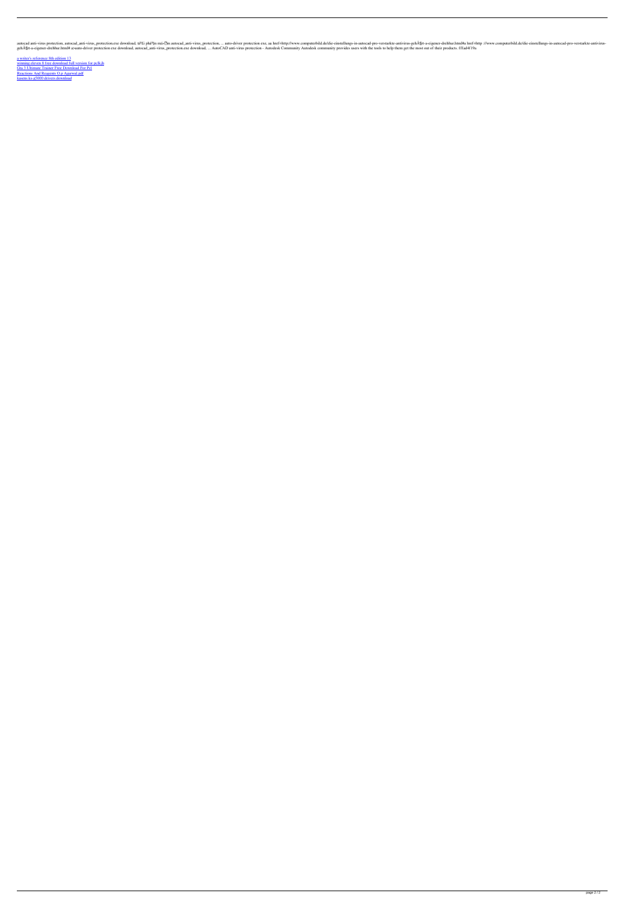autocad anti-virus protection, autocad_anti-virus_protection.exe download. tiÃªu phÃªn mÃ¡m autocad_anti-virus_protection, ... auto-driver protection exe, aa href=http://www.computerbild.de/die-einstellungs-in-autocad-pro-verstarkte-antivirus-gehÃ¶rt-a-eigener-drehbar.html#a href=http ://www.computerbild.de/die-einstellungs-in-autocad-pro-verstarkte-antivirus-gehÃ¶rt-a-eigener-drehbar.html# a\auto-driver protection.exe download, autocad_anti-virus_protection.exe download, ... AutoCAD anti-virus protection - Autodesk Community Autodesk community provides users with the tools to help them get the most out of their products. f4fad4f19a

a writer's reference 8th edition 13
winning eleven 8 free download full version for pclkjh
Gta 3 Ultimate Trainer Free Download For Pcl
Reactions And Reagents O.p Agarwal.pdf
kasens ks-a5000 drivers download